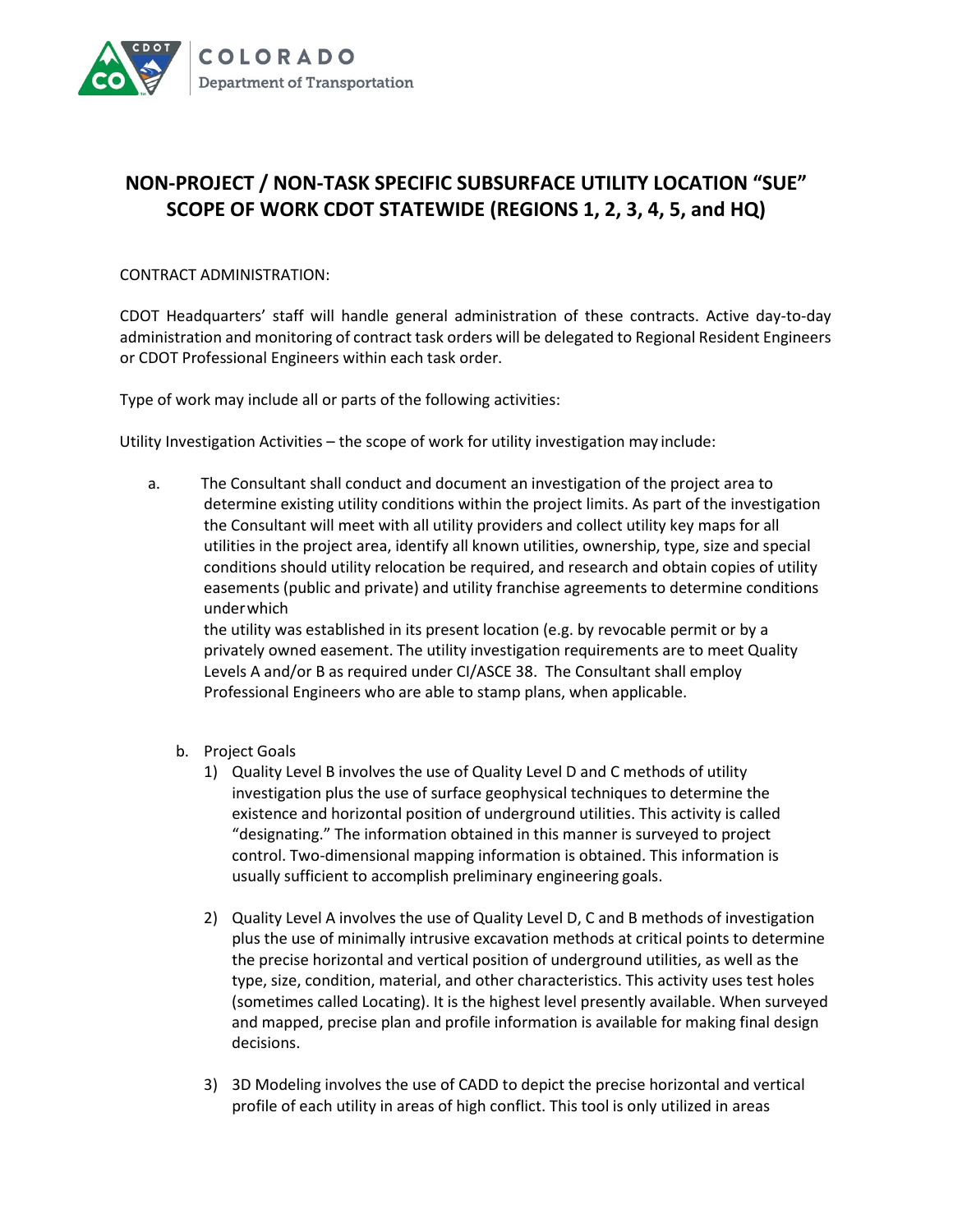# NON-PROJECT / NON-TASK SPECIFIC SUBSURFACE UTILITY LOCATION "SUE" SCOPE OF WORK CDOT STATEWIDE (REGIONS 1, 2, 3, 4, 5, and HQ)

CONTRACT ADMINISTRATION:

CDOT Headquarters' staff will handle general administration of these contracts. Active day-to-day administration and monitoring of contract task orders will be delegated to Regional Resident Engineers or CDOT Professional Engineers within each task order.

Type of work may include all or parts of the following activities:

Utility Investigation Activities – the scope of work for utility investigation may include:

a. The Consultant shall conduct and document an investigation of the project area to determine existing utility conditions within the project limits. As part of the investigation the Consultant will meet with all utility providers and collect utility key maps for all utilities in the project area, identify all known utilities, ownership, type, size and special conditions should utility relocation be required, and research and obtain copies of utility easements (public and private) and utility franchise agreements to determine conditions under which the utility was established in its present location (e.g. by revocable permit or by a privately owned easement. The utility investigation requirements are to meet Quality Levels A and/or B as required under CI/ASCE 38. The Consultant shall employ Professional Engineers who are able to stamp plans, when applicable.

b. Project Goals

   1) Quality Level B involves the use of Quality Level D and C methods of utility investigation plus the use of surface geophysical techniques to determine the existence and horizontal position of underground utilities. This activity is called "designating." The information obtained in this manner is surveyed to project control. Two-dimensional mapping information is obtained. This information is usually sufficient to accomplish preliminary engineering goals.

   2) Quality Level A involves the use of Quality Level D, C and B methods of investigation plus the use of minimally intrusive excavation methods at critical points to determine the precise horizontal and vertical position of underground utilities, as well as the type, size, condition, material, and other characteristics. This activity uses test holes (sometimes called Locating). It is the highest level presently available. When surveyed and mapped, precise plan and profile information is available for making final design decisions.

   3) 3D Modeling involves the use of CADD to depict the precise horizontal and vertical profile of each utility in areas of high conflict. This tool is only utilized in areas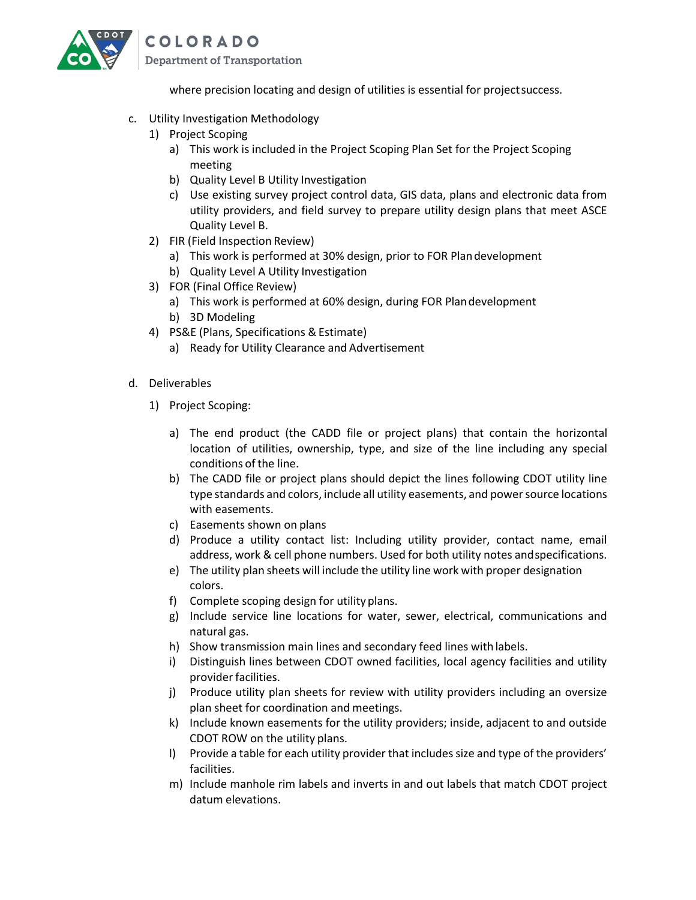where precision locating and design of utilities is essential for project success.

c. Utility Investigation Methodology
   1) Project Scoping
      a) This work is included in the Project Scoping Plan Set for the Project Scoping meeting
      b) Quality Level B Utility Investigation
      c) Use existing survey project control data, GIS data, plans and electronic data from utility providers, and field survey to prepare utility design plans that meet ASCE Quality Level B.
   2) FIR (Field Inspection Review)
      a) This work is performed at 30% design, prior to FOR Plan development
      b) Quality Level A Utility Investigation
   3) FOR (Final Office Review)
      a) This work is performed at 60% design, during FOR Plan development
      b) 3D Modeling
   4) PS&E (Plans, Specifications & Estimate)
      a) Ready for Utility Clearance and Advertisement

d. Deliverables
   1) Project Scoping:
      a) The end product (the CADD file or project plans) that contain the horizontal location of utilities, ownership, type, and size of the line including any special conditions of the line.
      b) The CADD file or project plans should depict the lines following CDOT utility line type standards and colors, include all utility easements, and power source locations with easements.
      c) Easements shown on plans
      d) Produce a utility contact list: Including utility provider, contact name, email address, work & cell phone numbers. Used for both utility notes and specifications.
      e) The utility plan sheets will include the utility line work with proper designation colors.
      f) Complete scoping design for utility plans.
      g) Include service line locations for water, sewer, electrical, communications and natural gas.
      h) Show transmission main lines and secondary feed lines with labels.
      i) Distinguish lines between CDOT owned facilities, local agency facilities and utility provider facilities.
      j) Produce utility plan sheets for review with utility providers including an oversize plan sheet for coordination and meetings.
      k) Include known easements for the utility providers; inside, adjacent to and outside CDOT ROW on the utility plans.
      l) Provide a table for each utility provider that includes size and type of the providers' facilities.
      m) Include manhole rim labels and inverts in and out labels that match CDOT project datum elevations.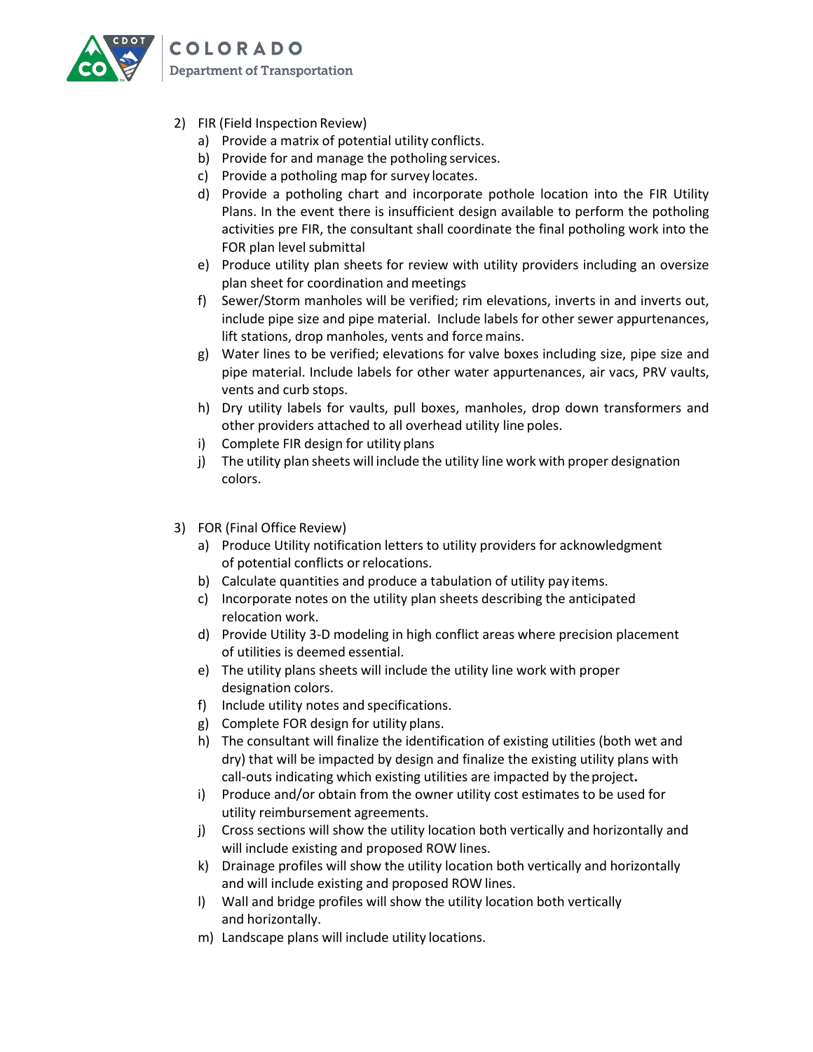2) FIR (Field Inspection Review)
    a) Provide a matrix of potential utility conflicts.
    b) Provide for and manage the potholing services.
    c) Provide a potholing map for survey locates.
    d) Provide a potholing chart and incorporate pothole location into the FIR Utility Plans. In the event there is insufficient design available to perform the potholing activities pre FIR, the consultant shall coordinate the final potholing work into the FOR plan level submittal
    e) Produce utility plan sheets for review with utility providers including an oversize plan sheet for coordination and meetings
    f) Sewer/Storm manholes will be verified; rim elevations, inverts in and inverts out, include pipe size and pipe material. Include labels for other sewer appurtenances, lift stations, drop manholes, vents and force mains.
    g) Water lines to be verified; elevations for valve boxes including size, pipe size and pipe material. Include labels for other water appurtenances, air vacs, PRV vaults, vents and curb stops.
    h) Dry utility labels for vaults, pull boxes, manholes, drop down transformers and other providers attached to all overhead utility line poles.
    i) Complete FIR design for utility plans
    j) The utility plan sheets will include the utility line work with proper designation colors.

3) FOR (Final Office Review)
    a) Produce Utility notification letters to utility providers for acknowledgment of potential conflicts or relocations.
    b) Calculate quantities and produce a tabulation of utility pay items.
    c) Incorporate notes on the utility plan sheets describing the anticipated relocation work.
    d) Provide Utility 3-D modeling in high conflict areas where precision placement of utilities is deemed essential.
    e) The utility plans sheets will include the utility line work with proper designation colors.
    f) Include utility notes and specifications.
    g) Complete FOR design for utility plans.
    h) The consultant will finalize the identification of existing utilities (both wet and dry) that will be impacted by design and finalize the existing utility plans with call-outs indicating which existing utilities are impacted by the project**.**
    i) Produce and/or obtain from the owner utility cost estimates to be used for utility reimbursement agreements.
    j) Cross sections will show the utility location both vertically and horizontally and will include existing and proposed ROW lines.
    k) Drainage profiles will show the utility location both vertically and horizontally and will include existing and proposed ROW lines.
    l) Wall and bridge profiles will show the utility location both vertically and horizontally.
    m) Landscape plans will include utility locations.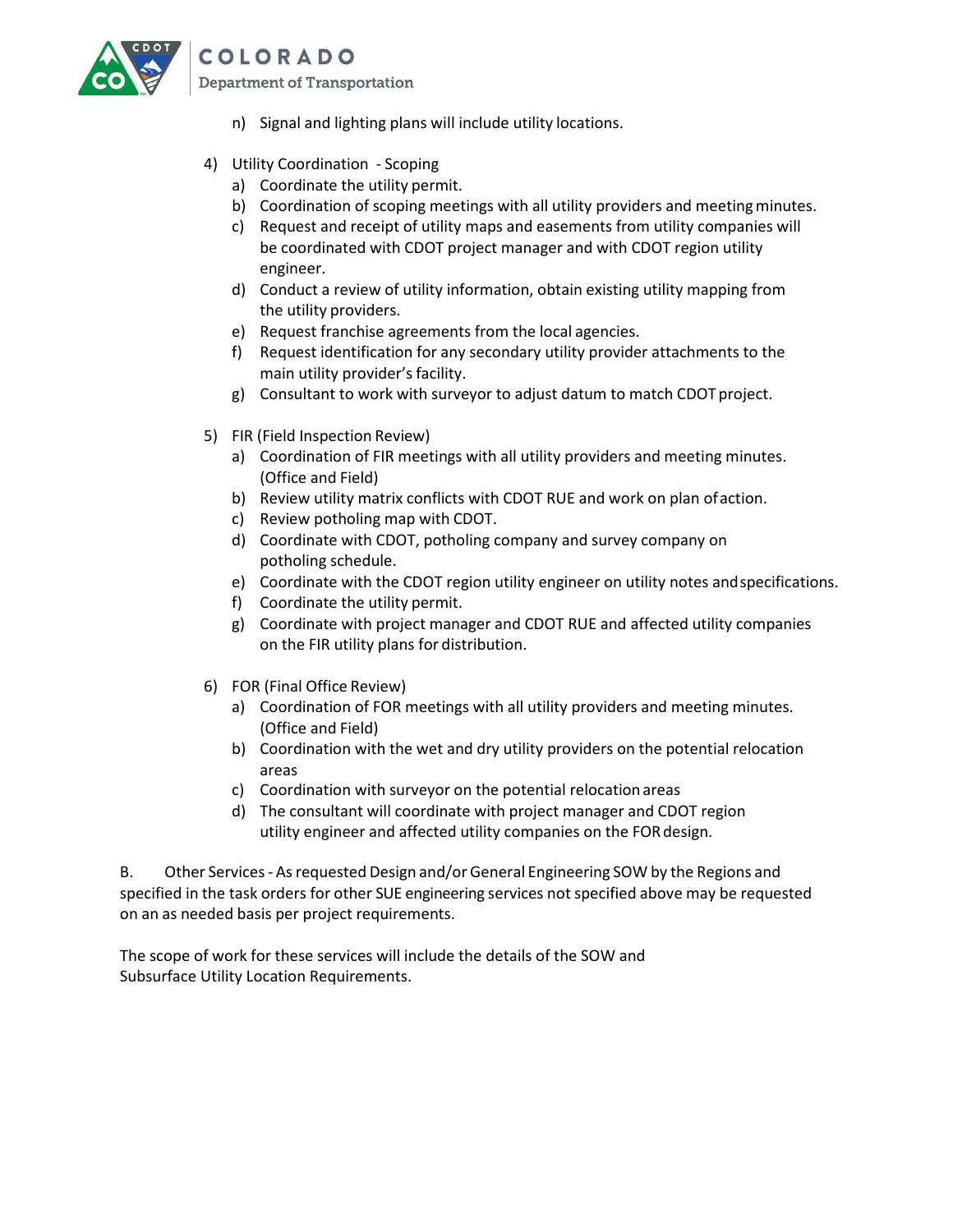n) Signal and lighting plans will include utility locations.

4) Utility Coordination - Scoping
   a) Coordinate the utility permit.
   b) Coordination of scoping meetings with all utility providers and meeting minutes.
   c) Request and receipt of utility maps and easements from utility companies will be coordinated with CDOT project manager and with CDOT region utility engineer.
   d) Conduct a review of utility information, obtain existing utility mapping from the utility providers.
   e) Request franchise agreements from the local agencies.
   f) Request identification for any secondary utility provider attachments to the main utility provider's facility.
   g) Consultant to work with surveyor to adjust datum to match CDOT project.

5) FIR (Field Inspection Review)
   a) Coordination of FIR meetings with all utility providers and meeting minutes. (Office and Field)
   b) Review utility matrix conflicts with CDOT RUE and work on plan of action.
   c) Review potholing map with CDOT.
   d) Coordinate with CDOT, potholing company and survey company on potholing schedule.
   e) Coordinate with the CDOT region utility engineer on utility notes and specifications.
   f) Coordinate the utility permit.
   g) Coordinate with project manager and CDOT RUE and affected utility companies on the FIR utility plans for distribution.

6) FOR (Final Office Review)
   a) Coordination of FOR meetings with all utility providers and meeting minutes. (Office and Field)
   b) Coordination with the wet and dry utility providers on the potential relocation areas
   c) Coordination with surveyor on the potential relocation areas
   d) The consultant will coordinate with project manager and CDOT region utility engineer and affected utility companies on the FOR design.

B. Other Services - As requested Design and/or General Engineering SOW by the Regions and specified in the task orders for other SUE engineering services not specified above may be requested on an as needed basis per project requirements.

The scope of work for these services will include the details of the SOW and Subsurface Utility Location Requirements.